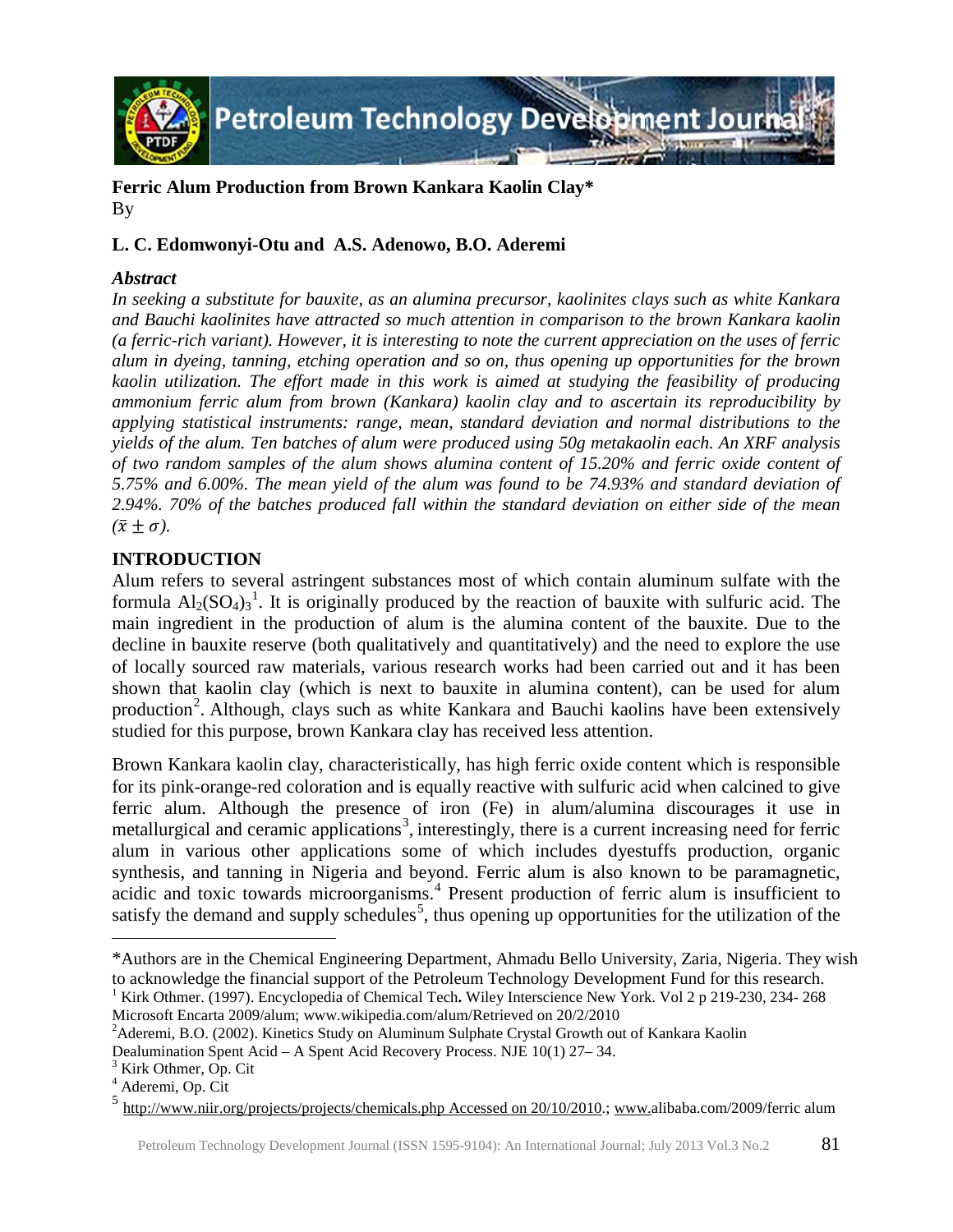# Ferric Alum Production from Brown Kankara Kaolin Clay*

By

**L. C. Edomwonyi-Otu and A.S. Adenowo, B.O. Aderemi**

### *Abstract*

*In seeking a substitute for bauxite, as an alumina precursor, kaolinites clays such as white Kankara and Bauchi kaolinites have attracted so much attention in comparison to the brown Kankara kaolin (a ferric-rich variant). However, it is interesting to note the current appreciation on the uses of ferric alum in dyeing, tanning, etching operation and so on, thus opening up opportunities for the brown kaolin utilization. The effort made in this work is aimed at studying the feasibility of producing ammonium ferric alum from brown (Kankara) kaolin clay and to ascertain its reproducibility by applying statistical instruments: range, mean, standard deviation and normal distributions to the yields of the alum. Ten batches of alum were produced using 50g metakaolin each. An XRF analysis of two random samples of the alum shows alumina content of 15.20% and ferric oxide content of 5.75% and 6.00%. The mean yield of the alum was found to be 74.93% and standard deviation of 2.94%. 70% of the batches produced fall within the standard deviation on either side of the mean* $(\bar{x} \pm \sigma)$.

## INTRODUCTION

Alum refers to several astringent substances most of which contain aluminum sulfate with the formula $Al_2(SO_4)_3$[1]. It is originally produced by the reaction of bauxite with sulfuric acid. The main ingredient in the production of alum is the alumina content of the bauxite. Due to the decline in bauxite reserve (both qualitatively and quantitatively) and the need to explore the use of locally sourced raw materials, various research works had been carried out and it has been shown that kaolin clay (which is next to bauxite in alumina content), can be used for alum production[2]. Although, clays such as white Kankara and Bauchi kaolins have been extensively studied for this purpose, brown Kankara clay has received less attention.

Brown Kankara kaolin clay, characteristically, has high ferric oxide content which is responsible for its pink-orange-red coloration and is equally reactive with sulfuric acid when calcined to give ferric alum. Although the presence of iron (Fe) in alum/alumina discourages it use in metallurgical and ceramic applications[3], interestingly, there is a current increasing need for ferric alum in various other applications some of which includes dyestuffs production, organic synthesis, and tanning in Nigeria and beyond. Ferric alum is also known to be paramagnetic, acidic and toxic towards microorganisms.[4] Present production of ferric alum is insufficient to satisfy the demand and supply schedules[5], thus opening up opportunities for the utilization of the

---

*Authors are in the Chemical Engineering Department, Ahmadu Bello University, Zaria, Nigeria. They wish to acknowledge the financial support of the Petroleum Technology Development Fund for this research.

[1] Kirk Othmer. (1997). Encyclopedia of Chemical Tech**.** Wiley Interscience New York. Vol 2 p 219-230, 234- 268 Microsoft Encarta 2009/alum; www.wikipedia.com/alum/Retrieved on 20/2/2010

[2] Aderemi, B.O. (2002). Kinetics Study on Aluminum Sulphate Crystal Growth out of Kankara Kaolin Dealumination Spent Acid – A Spent Acid Recovery Process. NJE 10(1) 27– 34.

[3] Kirk Othmer, Op. Cit

[4] Aderemi, Op. Cit

[5] http://www.niir.org/projects/projects/chemicals.php Accessed on 20/10/2010.; www.alibaba.com/2009/ferric alum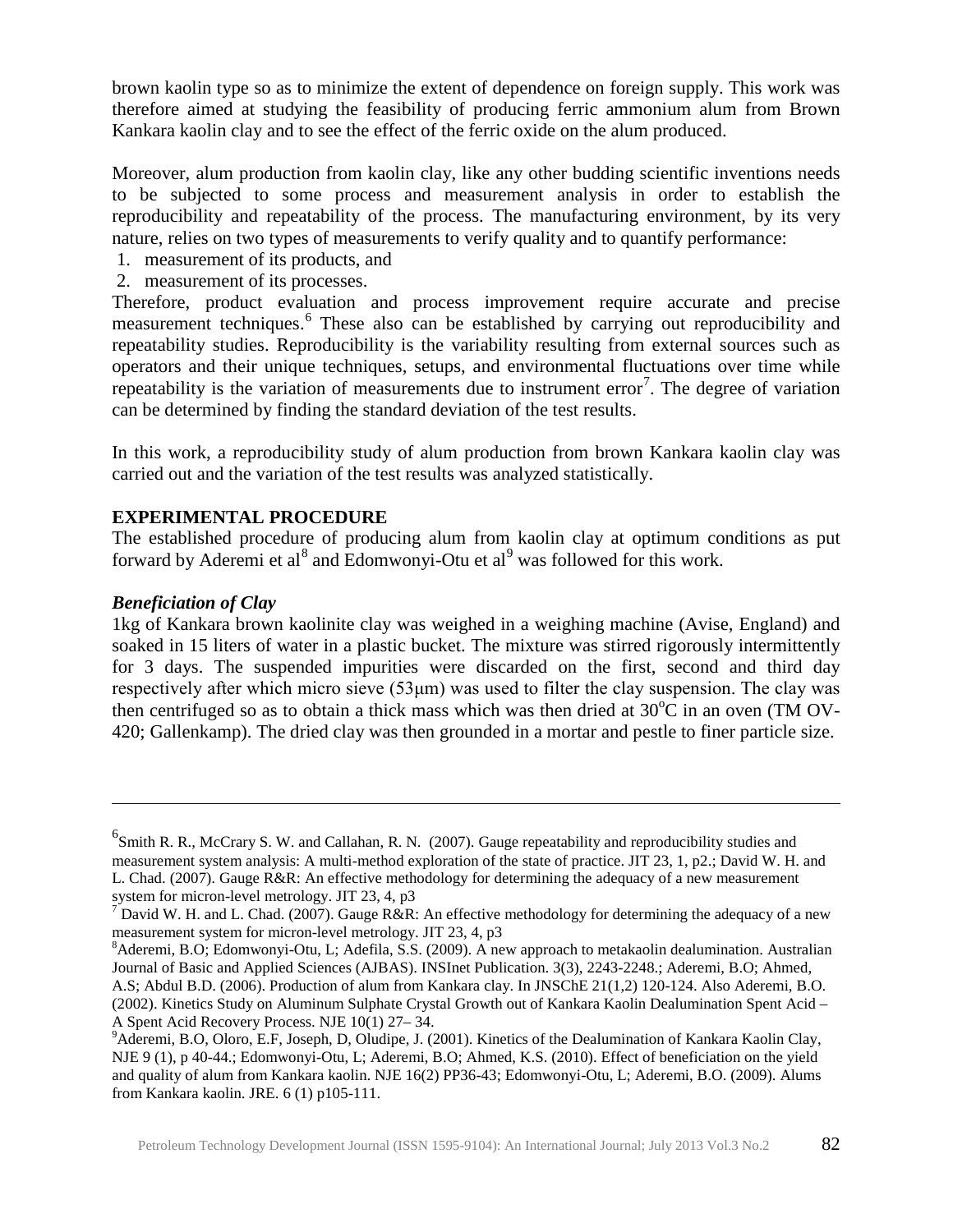brown kaolin type so as to minimize the extent of dependence on foreign supply. This work was therefore aimed at studying the feasibility of producing ferric ammonium alum from Brown Kankara kaolin clay and to see the effect of the ferric oxide on the alum produced.

Moreover, alum production from kaolin clay, like any other budding scientific inventions needs to be subjected to some process and measurement analysis in order to establish the reproducibility and repeatability of the process. The manufacturing environment, by its very nature, relies on two types of measurements to verify quality and to quantify performance:

1. measurement of its products, and
2. measurement of its processes.

Therefore, product evaluation and process improvement require accurate and precise measurement techniques.[6] These also can be established by carrying out reproducibility and repeatability studies. Reproducibility is the variability resulting from external sources such as operators and their unique techniques, setups, and environmental fluctuations over time while repeatability is the variation of measurements due to instrument error[7]. The degree of variation can be determined by finding the standard deviation of the test results.

In this work, a reproducibility study of alum production from brown Kankara kaolin clay was carried out and the variation of the test results was analyzed statistically.

## EXPERIMENTAL PROCEDURE

The established procedure of producing alum from kaolin clay at optimum conditions as put forward by Aderemi et al[8] and Edomwonyi-Otu et al[9] was followed for this work.

### *Beneficiation of Clay*

1kg of Kankara brown kaolinite clay was weighed in a weighing machine (Avise, England) and soaked in 15 liters of water in a plastic bucket. The mixture was stirred rigorously intermittently for 3 days. The suspended impurities were discarded on the first, second and third day respectively after which micro sieve (53µm) was used to filter the clay suspension. The clay was then centrifuged so as to obtain a thick mass which was then dried at 30°C in an oven (TM OV-420; Gallenkamp). The dried clay was then grounded in a mortar and pestle to finer particle size.

---

[6] Smith R. R., McCrary S. W. and Callahan, R. N. (2007). Gauge repeatability and reproducibility studies and measurement system analysis: A multi-method exploration of the state of practice. JIT 23, 1, p2.; David W. H. and L. Chad. (2007). Gauge R&R: An effective methodology for determining the adequacy of a new measurement system for micron-level metrology. JIT 23, 4, p3

[7] David W. H. and L. Chad. (2007). Gauge R&R: An effective methodology for determining the adequacy of a new measurement system for micron-level metrology. JIT 23, 4, p3

[8] Aderemi, B.O; Edomwonyi-Otu, L; Adefila, S.S. (2009). A new approach to metakaolin dealumination. Australian Journal of Basic and Applied Sciences (AJBAS). INSInet Publication. 3(3), 2243-2248.; Aderemi, B.O; Ahmed, A.S; Abdul B.D. (2006). Production of alum from Kankara clay. In JNSChE 21(1,2) 120-124. Also Aderemi, B.O. (2002). Kinetics Study on Aluminum Sulphate Crystal Growth out of Kankara Kaolin Dealumination Spent Acid – A Spent Acid Recovery Process. NJE 10(1) 27– 34.

[9] Aderemi, B.O, Oloro, E.F, Joseph, D, Oludipe, J. (2001). Kinetics of the Dealumination of Kankara Kaolin Clay, NJE 9 (1), p 40-44.; Edomwonyi-Otu, L; Aderemi, B.O; Ahmed, K.S. (2010). Effect of beneficiation on the yield and quality of alum from Kankara kaolin. NJE 16(2) PP36-43; Edomwonyi-Otu, L; Aderemi, B.O. (2009). Alums from Kankara kaolin. JRE. 6 (1) p105-111.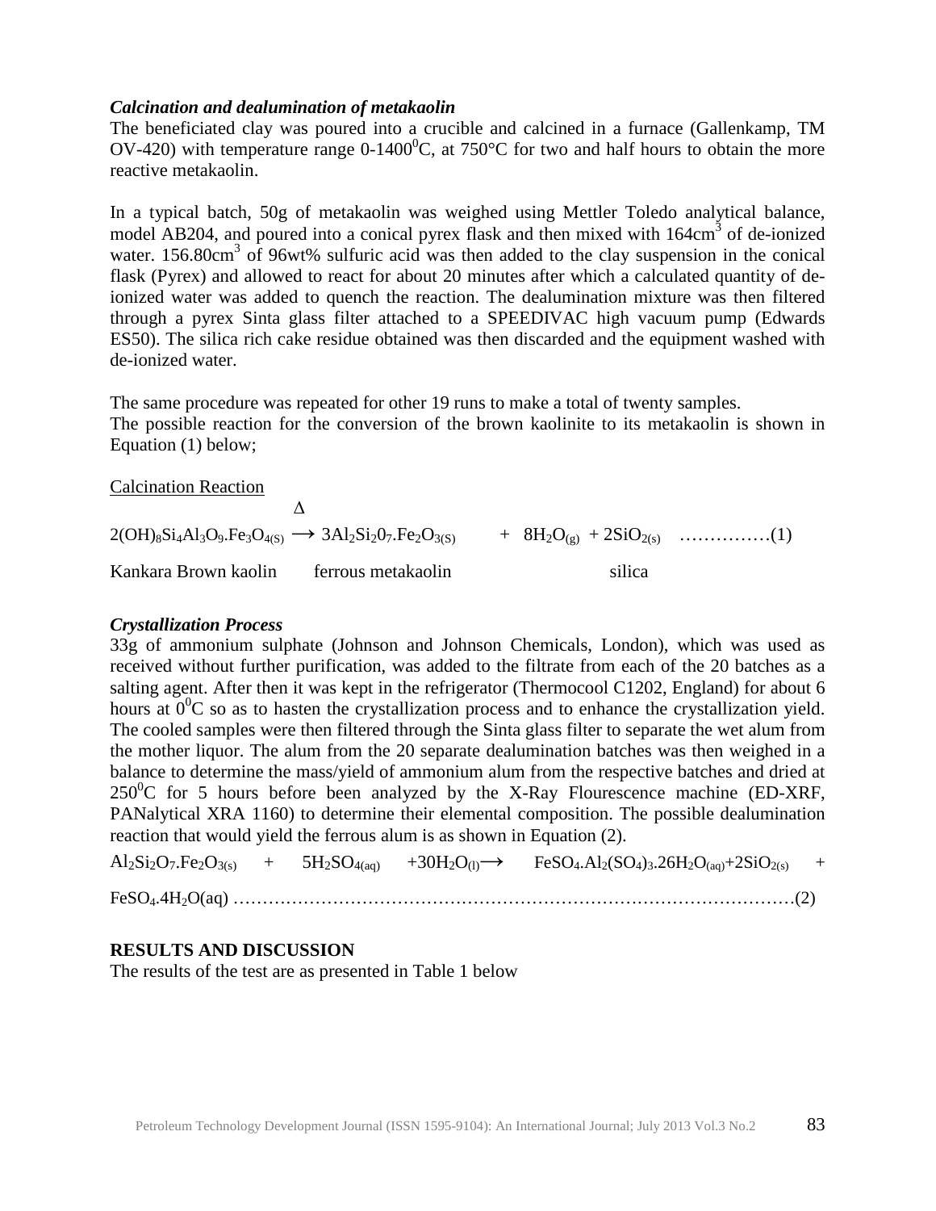### *Calcination and dealumination of metakaolin*

The beneficiated clay was poured into a crucible and calcined in a furnace (Gallenkamp, TM OV-420) with temperature range 0-1400$^0$C, at 750°C for two and half hours to obtain the more reactive metakaolin.

In a typical batch, 50g of metakaolin was weighed using Mettler Toledo analytical balance, model AB204, and poured into a conical pyrex flask and then mixed with 164cm$^3$ of de-ionized water. 156.80cm$^3$ of 96wt% sulfuric acid was then added to the clay suspension in the conical flask (Pyrex) and allowed to react for about 20 minutes after which a calculated quantity of de-ionized water was added to quench the reaction. The dealumination mixture was then filtered through a pyrex Sinta glass filter attached to a SPEEDIVAC high vacuum pump (Edwards ES50). The silica rich cake residue obtained was then discarded and the equipment washed with de-ionized water.

The same procedure was repeated for other 19 runs to make a total of twenty samples.
The possible reaction for the conversion of the brown kaolinite to its metakaolin is shown in Equation (1) below;

Calcination Reaction

$$2(OH)_8Si_4Al_3O_9.Fe_3O_{4(S)} \xrightarrow{\Delta} 3Al_2Si_2O_7.Fe_2O_{3(S)} + 8H_2O_{(g)} + 2SiO_{2(s)} \quad \text{……………(1)}$$

Kankara Brown kaolin ferrous metakaolin silica

### *Crystallization Process*

33g of ammonium sulphate (Johnson and Johnson Chemicals, London), which was used as received without further purification, was added to the filtrate from each of the 20 batches as a salting agent. After then it was kept in the refrigerator (Thermocool C1202, England) for about 6 hours at 0$^0$C so as to hasten the crystallization process and to enhance the crystallization yield. The cooled samples were then filtered through the Sinta glass filter to separate the wet alum from the mother liquor. The alum from the 20 separate dealumination batches was then weighed in a balance to determine the mass/yield of ammonium alum from the respective batches and dried at 250$^0$C for 5 hours before been analyzed by the X-Ray Flourescence machine (ED-XRF, PANalytical XRA 1160) to determine their elemental composition. The possible dealumination reaction that would yield the ferrous alum is as shown in Equation (2).

$$Al_2Si_2O_7.Fe_2O_{3(s)} + 5H_2SO_{4(aq)} + 30H_2O_{(l)} \longrightarrow FeSO_4.Al_2(SO_4)_3.26H_2O_{(aq)} + 2SiO_{2(s)} + FeSO_4.4H_2O(aq) \quad \text{……………(2)}$$

## RESULTS AND DISCUSSION

The results of the test are as presented in Table 1 below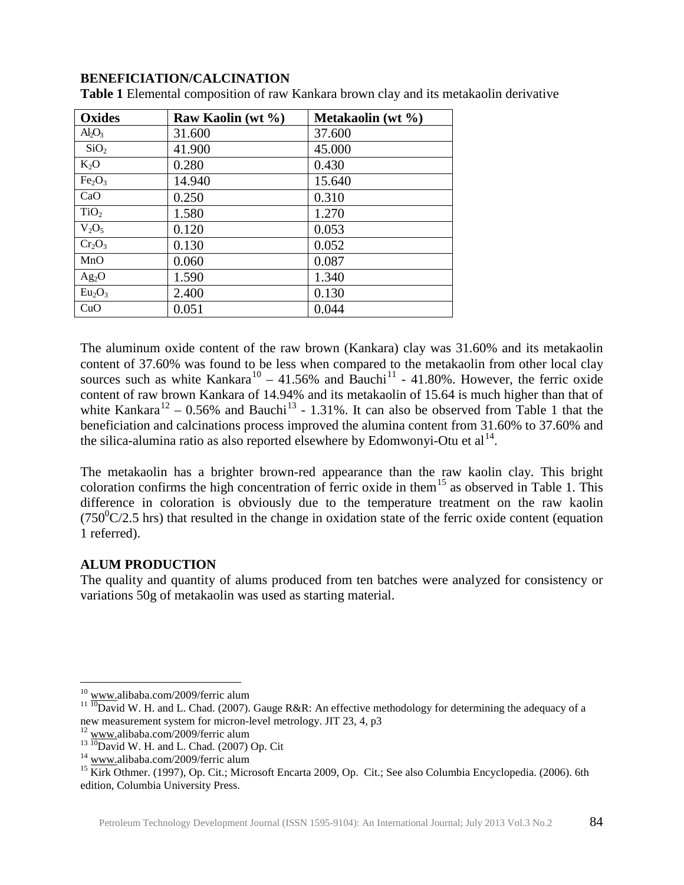## BENEFICIATION/CALCINATION

**Table 1** Elemental composition of raw Kankara brown clay and its metakaolin derivative

| Oxides | Raw Kaolin (wt %) | Metakaolin (wt %) |
|---|---|---|
| $Al_2O_3$ | 31.600 | 37.600 |
| $SiO_2$ | 41.900 | 45.000 |
| $K_2O$ | 0.280 | 0.430 |
| $Fe_2O_3$ | 14.940 | 15.640 |
| CaO | 0.250 | 0.310 |
| $TiO_2$ | 1.580 | 1.270 |
| $V_2O_5$ | 0.120 | 0.053 |
| $Cr_2O_3$ | 0.130 | 0.052 |
| MnO | 0.060 | 0.087 |
| $Ag_2O$ | 1.590 | 1.340 |
| $Eu_2O_3$ | 2.400 | 0.130 |
| CuO | 0.051 | 0.044 |

The aluminum oxide content of the raw brown (Kankara) clay was 31.60% and its metakaolin content of 37.60% was found to be less when compared to the metakaolin from other local clay sources such as white Kankara[10] – 41.56% and Bauchi[11] - 41.80%. However, the ferric oxide content of raw brown Kankara of 14.94% and its metakaolin of 15.64 is much higher than that of white Kankara[12] – 0.56% and Bauchi[13] - 1.31%. It can also be observed from Table 1 that the beneficiation and calcinations process improved the alumina content from 31.60% to 37.60% and the silica-alumina ratio as also reported elsewhere by Edomwonyi-Otu et al[14].

The metakaolin has a brighter brown-red appearance than the raw kaolin clay. This bright coloration confirms the high concentration of ferric oxide in them[15] as observed in Table 1. This difference in coloration is obviously due to the temperature treatment on the raw kaolin ($750^0C$/2.5 hrs) that resulted in the change in oxidation state of the ferric oxide content (equation 1 referred).

## ALUM PRODUCTION

The quality and quantity of alums produced from ten batches were analyzed for consistency or variations 50g of metakaolin was used as starting material.

---

[10] www.alibaba.com/2009/ferric alum

[11] [10]David W. H. and L. Chad. (2007). Gauge R&R: An effective methodology for determining the adequacy of a new measurement system for micron-level metrology. JIT 23, 4, p3

[12] www.alibaba.com/2009/ferric alum

[13] [10]David W. H. and L. Chad. (2007) Op. Cit

[14] www.alibaba.com/2009/ferric alum

[15] Kirk Othmer. (1997), Op. Cit.; Microsoft Encarta 2009, Op. Cit.; See also Columbia Encyclopedia. (2006). 6th edition, Columbia University Press.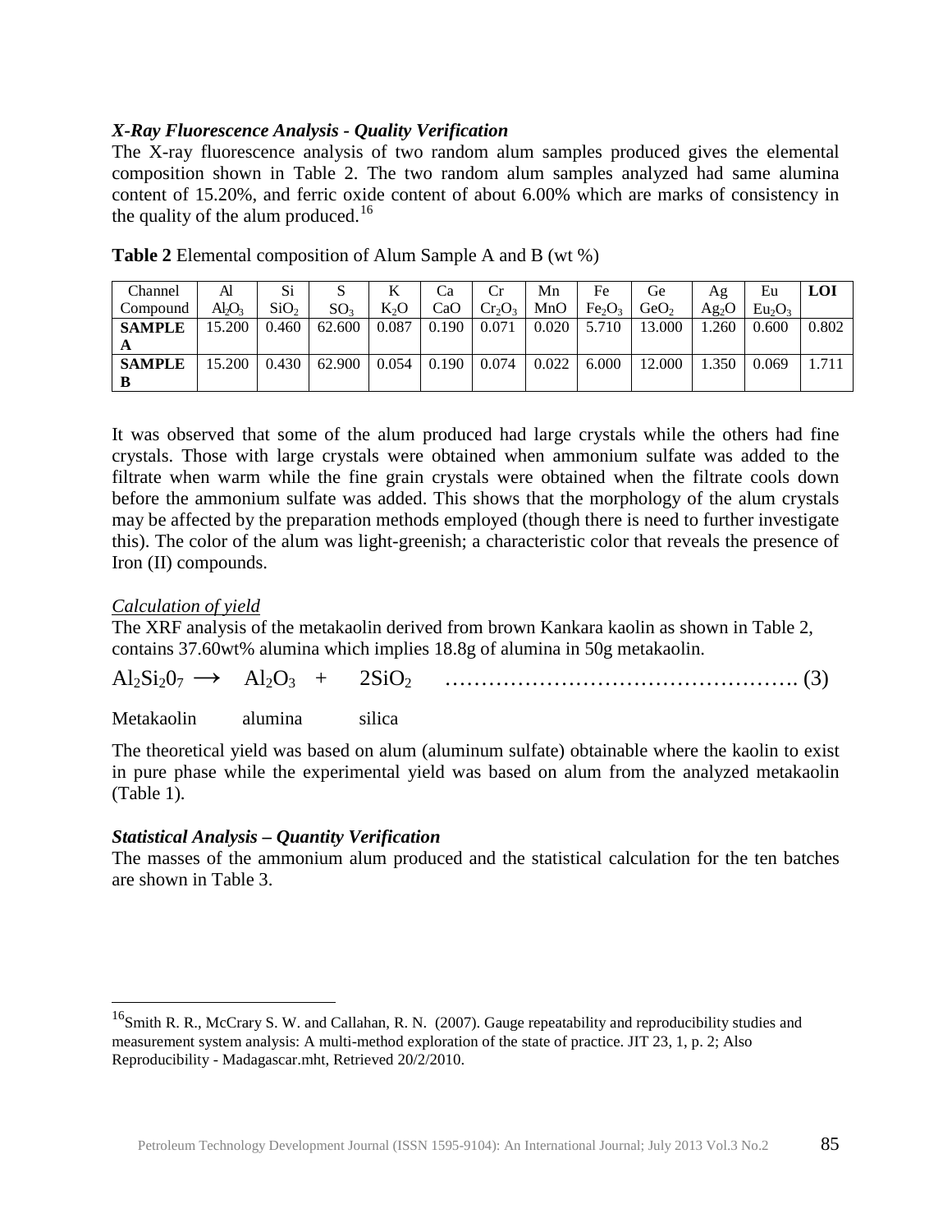### *X-Ray Fluorescence Analysis - Quality Verification*

The X-ray fluorescence analysis of two random alum samples produced gives the elemental composition shown in Table 2. The two random alum samples analyzed had same alumina content of 15.20%, and ferric oxide content of about 6.00% which are marks of consistency in the quality of the alum produced.[16]

**Table 2** Elemental composition of Alum Sample A and B (wt %)

| Channel<br>Compound | Al<br>$Al_2O_3$ | Si<br>$SiO_2$ | S<br>$SO_3$ | K<br>$K_2O$ | Ca<br>CaO | Cr<br>$Cr_2O_3$ | Mn<br>MnO | Fe<br>$Fe_2O_3$ | Ge<br>$GeO_2$ | Ag<br>$Ag_2O$ | Eu<br>$Eu_2O_3$ | **LOI** |
|---|---|---|---|---|---|---|---|---|---|---|---|---|
| **SAMPLE A** | 15.200 | 0.460 | 62.600 | 0.087 | 0.190 | 0.071 | 0.020 | 5.710 | 13.000 | 1.260 | 0.600 | 0.802 |
| **SAMPLE B** | 15.200 | 0.430 | 62.900 | 0.054 | 0.190 | 0.074 | 0.022 | 6.000 | 12.000 | 1.350 | 0.069 | 1.711 |

It was observed that some of the alum produced had large crystals while the others had fine crystals. Those with large crystals were obtained when ammonium sulfate was added to the filtrate when warm while the fine grain crystals were obtained when the filtrate cools down before the ammonium sulfate was added. This shows that the morphology of the alum crystals may be affected by the preparation methods employed (though there is need to further investigate this). The color of the alum was light-greenish; a characteristic color that reveals the presence of Iron (II) compounds.

*Calculation of yield*

The XRF analysis of the metakaolin derived from brown Kankara kaolin as shown in Table 2, contains 37.60wt% alumina which implies 18.8g of alumina in 50g metakaolin.

$$Al_2Si_2O_7 \longrightarrow Al_2O_3 + 2SiO_2 \quad \text{.......... (3)}$$

Metakaolin alumina silica

The theoretical yield was based on alum (aluminum sulfate) obtainable where the kaolin to exist in pure phase while the experimental yield was based on alum from the analyzed metakaolin (Table 1).

### *Statistical Analysis – Quantity Verification*

The masses of the ammonium alum produced and the statistical calculation for the ten batches are shown in Table 3.

---

[16] Smith R. R., McCrary S. W. and Callahan, R. N. (2007). Gauge repeatability and reproducibility studies and measurement system analysis: A multi-method exploration of the state of practice. JIT 23, 1, p. 2; Also Reproducibility - Madagascar.mht, Retrieved 20/2/2010.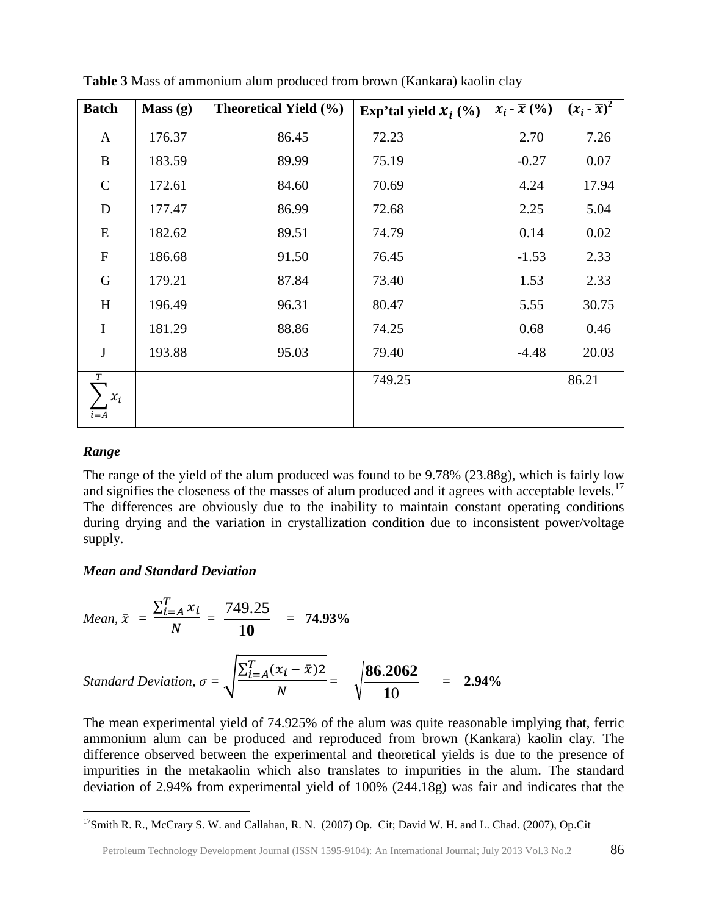**Table 3** Mass of ammonium alum produced from brown (Kankara) kaolin clay

| Batch | Mass (g) | Theoretical Yield (%) | Exp'tal yield $x_i$ (%) | $x_i$ - $\bar{x}$ (%) | $(x_i - \bar{x})^2$ |
|---|---|---|---|---|---|
| A | 176.37 | 86.45 | 72.23 | 2.70 | 7.26 |
| B | 183.59 | 89.99 | 75.19 | -0.27 | 0.07 |
| C | 172.61 | 84.60 | 70.69 | 4.24 | 17.94 |
| D | 177.47 | 86.99 | 72.68 | 2.25 | 5.04 |
| E | 182.62 | 89.51 | 74.79 | 0.14 | 0.02 |
| F | 186.68 | 91.50 | 76.45 | -1.53 | 2.33 |
| G | 179.21 | 87.84 | 73.40 | 1.53 | 2.33 |
| H | 196.49 | 96.31 | 80.47 | 5.55 | 30.75 |
| I | 181.29 | 88.86 | 74.25 | 0.68 | 0.46 |
| J | 193.88 | 95.03 | 79.40 | -4.48 | 20.03 |
| $\sum_{i=A}^{T} x_i$ | | | 749.25 | | 86.21 |

***Range***

The range of the yield of the alum produced was found to be 9.78% (23.88g), which is fairly low and signifies the closeness of the masses of alum produced and it agrees with acceptable levels.[17] The differences are obviously due to the inability to maintain constant operating conditions during drying and the variation in crystallization condition due to inconsistent power/voltage supply.

***Mean and Standard Deviation***

$$\textit{Mean, } \bar{x} = \frac{\sum_{i=A}^{T} x_i}{N} = \frac{749.25}{10} = \mathbf{74.93\%}$$

$$\textit{Standard Deviation, } \sigma = \sqrt{\frac{\sum_{i=A}^{T}(x_i - \bar{x})2}{N}} = \sqrt{\frac{\mathbf{86.2062}}{\mathbf{10}}} = \mathbf{2.94\%}$$

The mean experimental yield of 74.925% of the alum was quite reasonable implying that, ferric ammonium alum can be produced and reproduced from brown (Kankara) kaolin clay. The difference observed between the experimental and theoretical yields is due to the presence of impurities in the metakaolin which also translates to impurities in the alum. The standard deviation of 2.94% from experimental yield of 100% (244.18g) was fair and indicates that the

[17] Smith R. R., McCrary S. W. and Callahan, R. N. (2007) Op. Cit; David W. H. and L. Chad. (2007), Op.Cit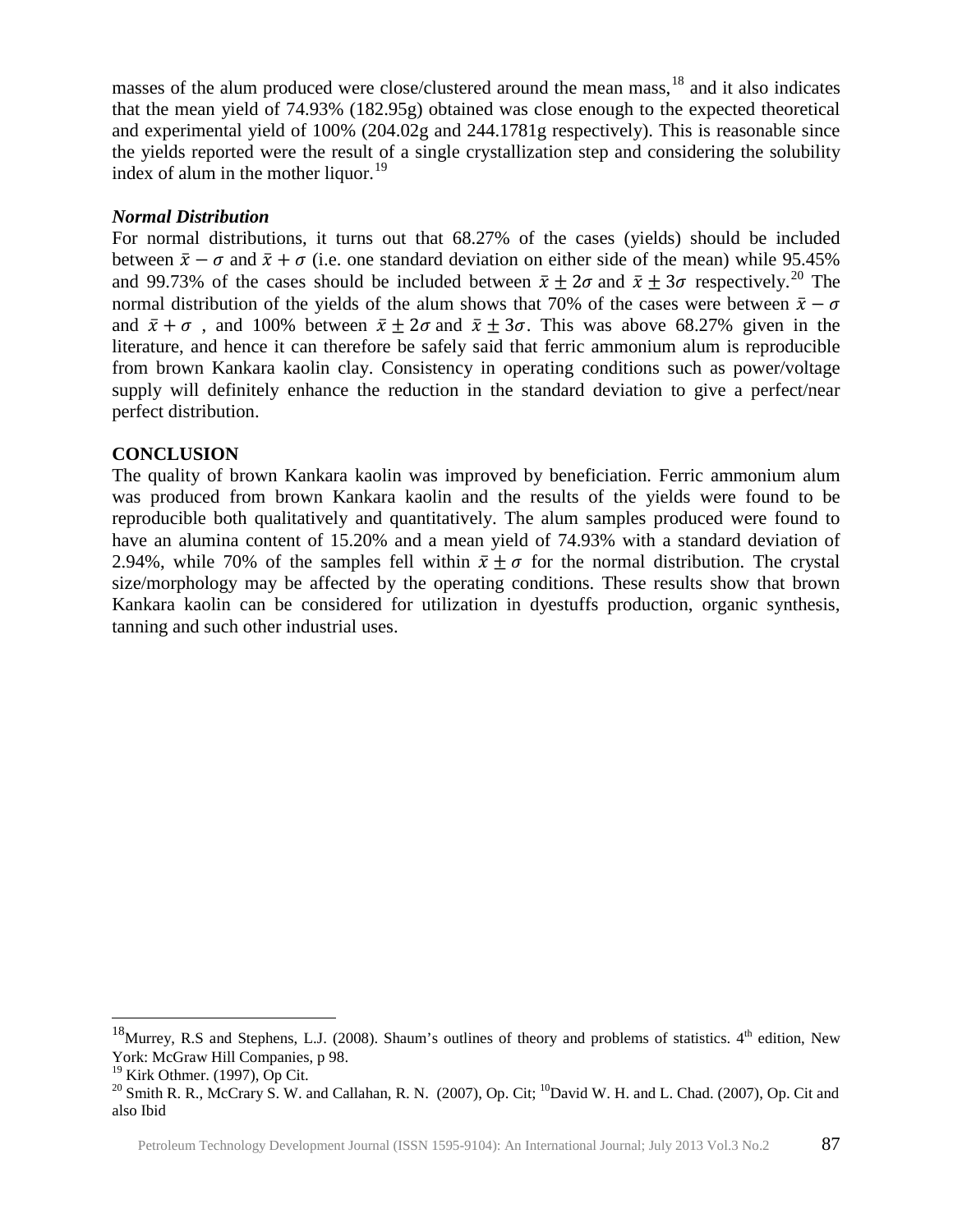masses of the alum produced were close/clustered around the mean mass,[18] and it also indicates that the mean yield of 74.93% (182.95g) obtained was close enough to the expected theoretical and experimental yield of 100% (204.02g and 244.1781g respectively). This is reasonable since the yields reported were the result of a single crystallization step and considering the solubility index of alum in the mother liquor.[19]

***Normal Distribution***

For normal distributions, it turns out that 68.27% of the cases (yields) should be included between $\bar{x} - \sigma$ and $\bar{x} + \sigma$ (i.e. one standard deviation on either side of the mean) while 95.45% and 99.73% of the cases should be included between $\bar{x} \pm 2\sigma$ and $\bar{x} \pm 3\sigma$ respectively.[20] The normal distribution of the yields of the alum shows that 70% of the cases were between $\bar{x} - \sigma$ and $\bar{x} + \sigma$ , and 100% between $\bar{x} \pm 2\sigma$ and $\bar{x} \pm 3\sigma$. This was above 68.27% given in the literature, and hence it can therefore be safely said that ferric ammonium alum is reproducible from brown Kankara kaolin clay. Consistency in operating conditions such as power/voltage supply will definitely enhance the reduction in the standard deviation to give a perfect/near perfect distribution.

## CONCLUSION

The quality of brown Kankara kaolin was improved by beneficiation. Ferric ammonium alum was produced from brown Kankara kaolin and the results of the yields were found to be reproducible both qualitatively and quantitatively. The alum samples produced were found to have an alumina content of 15.20% and a mean yield of 74.93% with a standard deviation of 2.94%, while 70% of the samples fell within $\bar{x} \pm \sigma$ for the normal distribution. The crystal size/morphology may be affected by the operating conditions. These results show that brown Kankara kaolin can be considered for utilization in dyestuffs production, organic synthesis, tanning and such other industrial uses.

---

[18] Murrey, R.S and Stephens, L.J. (2008). Shaum's outlines of theory and problems of statistics. 4th edition, New York: McGraw Hill Companies, p 98.

[19] Kirk Othmer. (1997), Op Cit.

[20] Smith R. R., McCrary S. W. and Callahan, R. N. (2007), Op. Cit; [10] David W. H. and L. Chad. (2007), Op. Cit and also Ibid